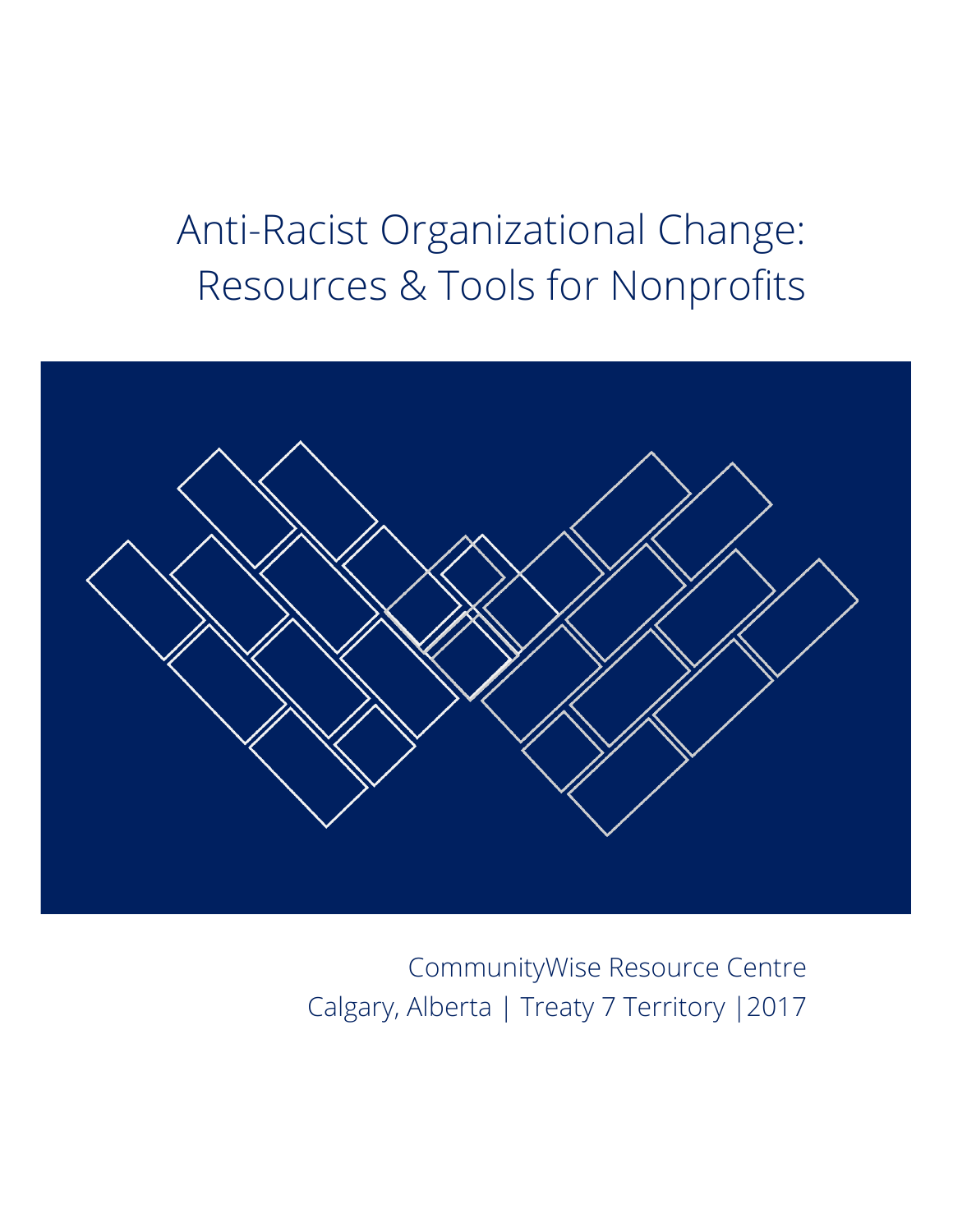# Anti-Racist Organizational Change: Resources & Tools for Nonprofits

CommunityWise Resource Centre
Calgary, Alberta | Treaty 7 Territory |2017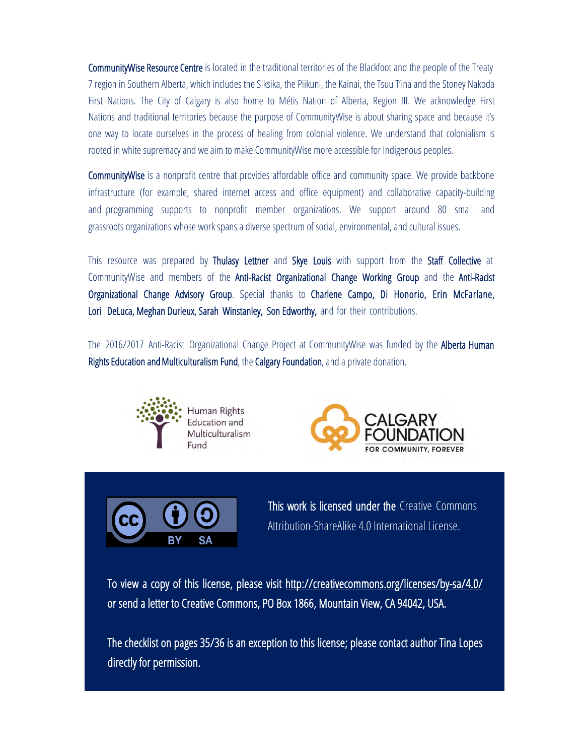**CommunityWise Resource Centre** is located in the traditional territories of the Blackfoot and the people of the Treaty 7 region in Southern Alberta, which includes the Siksika, the Piikuni, the Kainai, the Tsuu T'ina and the Stoney Nakoda First Nations. The City of Calgary is also home to Métis Nation of Alberta, Region III. We acknowledge First Nations and traditional territories because the purpose of CommunityWise is about sharing space and because it's one way to locate ourselves in the process of healing from colonial violence. We understand that colonialism is rooted in white supremacy and we aim to make CommunityWise more accessible for Indigenous peoples.

**CommunityWise** is a nonprofit centre that provides affordable office and community space. We provide backbone infrastructure (for example, shared internet access and office equipment) and collaborative capacity-building and programming supports to nonprofit member organizations. We support around 80 small and grassroots organizations whose work spans a diverse spectrum of social, environmental, and cultural issues.

This resource was prepared by **Thulasy Lettner** and **Skye Louis** with support from the **Staff Collective** at CommunityWise and members of the **Anti-Racist Organizational Change Working Group** and the **Anti-Racist Organizational Change Advisory Group**. Special thanks to **Charlene Campo, Di Honorio, Erin McFarlane, Lori DeLuca, Meghan Durieux, Sarah Winstanley, Son Edworthy,** and for their contributions.

The 2016/2017 Anti-Racist Organizational Change Project at CommunityWise was funded by the **Alberta Human Rights Education and Multiculturalism Fund**, the **Calgary Foundation**, and a private donation.

Human Rights Education and Multiculturalism Fund

CALGARY FOUNDATION FOR COMMUNITY, FOREVER

**This work is licensed under the** Creative Commons Attribution-ShareAlike 4.0 International License.

To view a copy of this license, please visit http://creativecommons.org/licenses/by-sa/4.0/ or send a letter to Creative Commons, PO Box 1866, Mountain View, CA 94042, USA.

The checklist on pages 35/36 is an exception to this license; please contact author Tina Lopes directly for permission.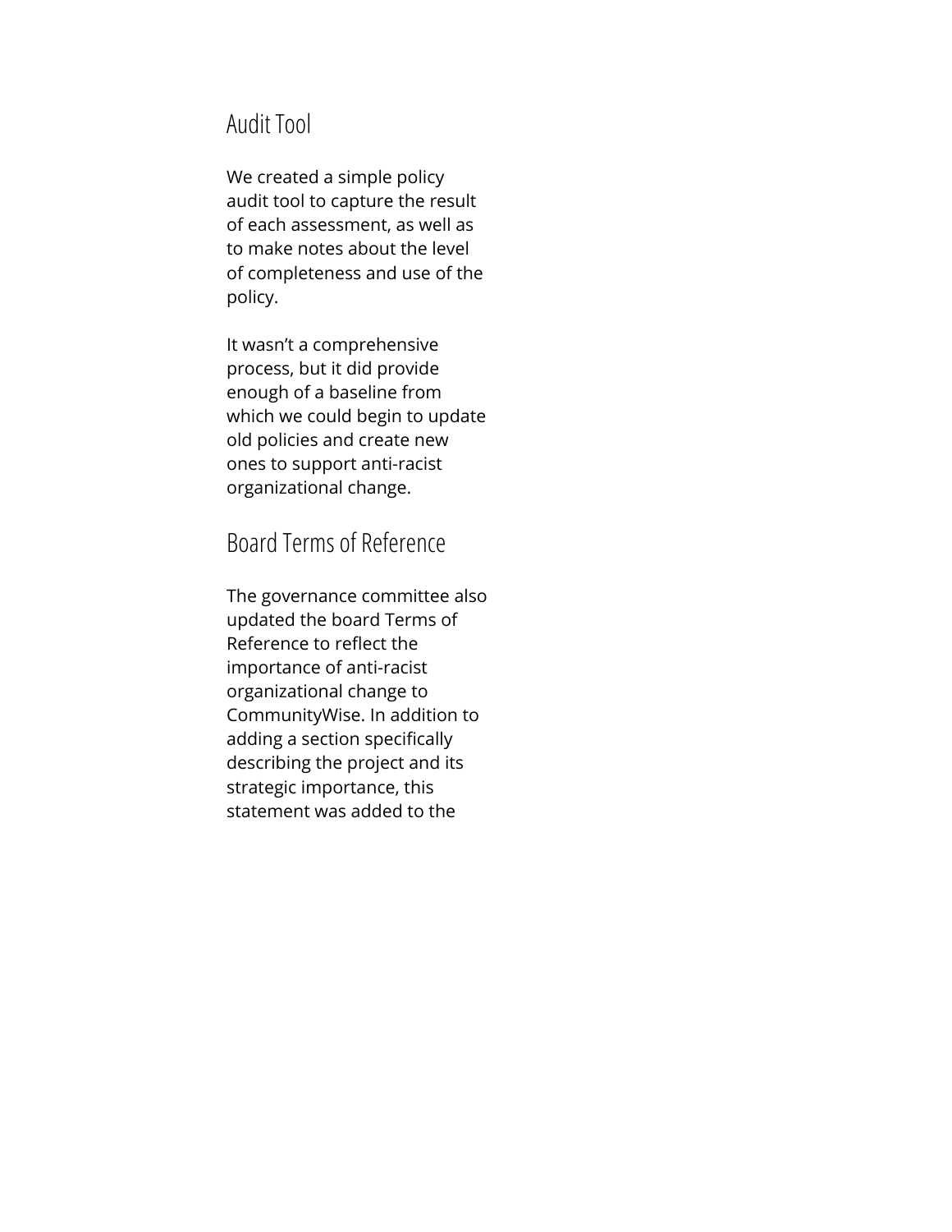## Audit Tool

We created a simple policy audit tool to capture the result of each assessment, as well as to make notes about the level of completeness and use of the policy.

It wasn't a comprehensive process, but it did provide enough of a baseline from which we could begin to update old policies and create new ones to support anti-racist organizational change.

## Board Terms of Reference

The governance committee also updated the board Terms of Reference to reflect the importance of anti-racist organizational change to CommunityWise. In addition to adding a section specifically describing the project and its strategic importance, this statement was added to the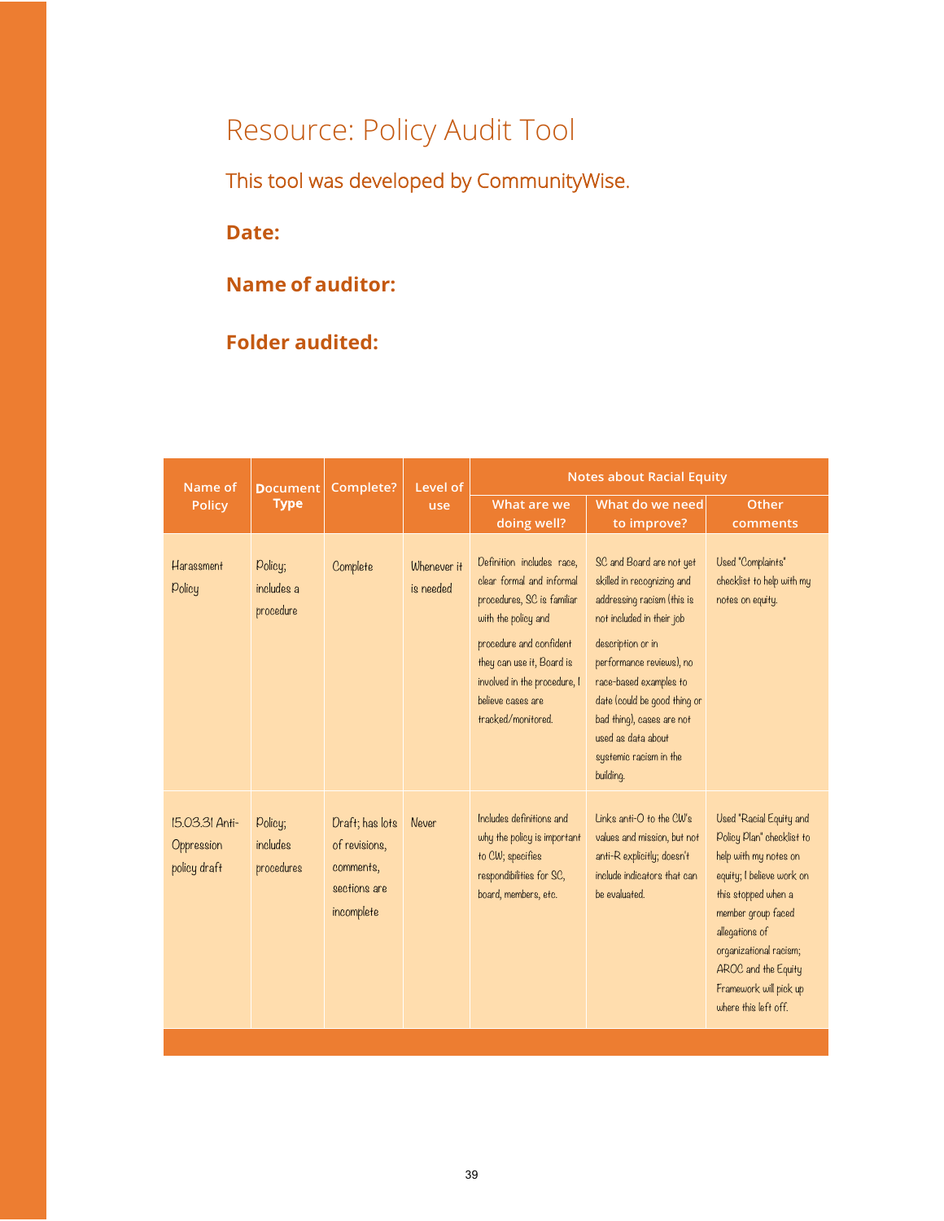# Resource: Policy Audit Tool

This tool was developed by CommunityWise.

**Date:**

**Name of auditor:**

**Folder audited:**

| Name of Policy | Document Type | Complete? | Level of use | Notes about Racial Equity | | |
|---|---|---|---|---|---|---|
| | | | | What are we doing well? | What do we need to improve? | Other comments |
| Harassment Policy | Policy; includes a procedure | Complete | Whenever it is needed | Definition includes race, clear formal and informal procedures, SC is familiar with the policy and procedure and confident they can use it, Board is involved in the procedure, I believe cases are tracked/monitored. | SC and Board are not yet skilled in recognizing and addressing racism (this is not included in their job description or in performance reviews), no race-based examples to date (could be good thing or bad thing), cases are not used as data about systemic racism in the building. | Used "Complaints" checklist to help with my notes on equity. |
| 15.03.31 Anti-Oppression policy draft | Policy; includes procedures | Draft; has lots of revisions, comments, sections are incomplete | Never | Includes definitions and why the policy is important to CW; specifies respondibilities for SC, board, members, etc. | Links anti-O to the CW's values and mission, but not anti-R explicitly; doesn't include indicators that can be evaluated. | Used "Racial Equity and Policy Plan" checklist to help with my notes on equity; I believe work on this stopped when a member group faced allegations of organizational racism; AROC and the Equity Framework will pick up where this left off. |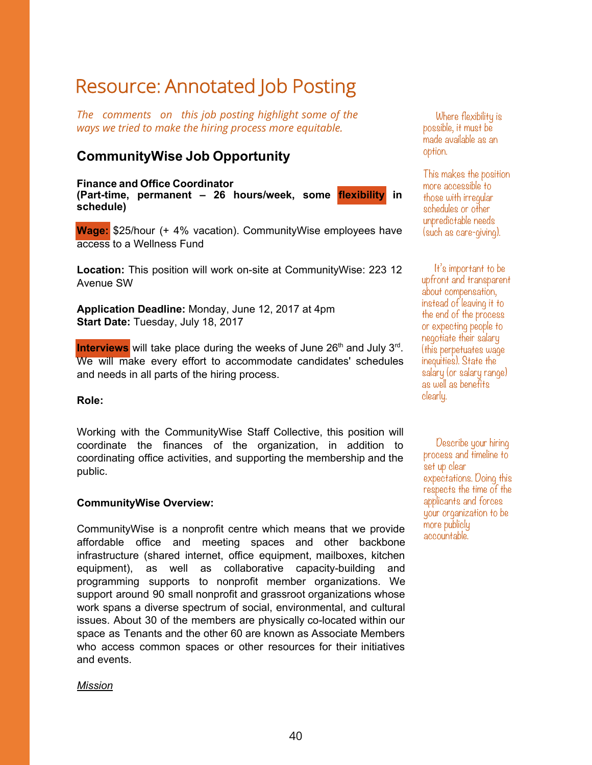# Resource: Annotated Job Posting

*The comments on this job posting highlight some of the ways we tried to make the hiring process more equitable.*

## CommunityWise Job Opportunity

**Finance and Office Coordinator**
**(Part-time, permanent – 26 hours/week, some flexibility in schedule)**

> Where flexibility is possible, it must be made available as an option.
>
> This makes the position more accessible to those with irregular schedules or other unpredictable needs (such as care-giving).

**Wage:** $25/hour (+ 4% vacation). CommunityWise employees have access to a Wellness Fund

> It's important to be upfront and transparent about compensation, instead of leaving it to the end of the process or expecting people to negotiate their salary (this perpetuates wage inequities). State the salary (or salary range) as well as benefits clearly.

**Location:** This position will work on-site at CommunityWise: 223 12 Avenue SW

**Application Deadline:** Monday, June 12, 2017 at 4pm
**Start Date:** Tuesday, July 18, 2017

**Interviews** will take place during the weeks of June 26th and July 3rd. We will make every effort to accommodate candidates' schedules and needs in all parts of the hiring process.

> Describe your hiring process and timeline to set up clear expectations. Doing this respects the time of the applicants and forces your organization to be more publicly accountable.

**Role:**

Working with the CommunityWise Staff Collective, this position will coordinate the finances of the organization, in addition to coordinating office activities, and supporting the membership and the public.

**CommunityWise Overview:**

CommunityWise is a nonprofit centre which means that we provide affordable office and meeting spaces and other backbone infrastructure (shared internet, office equipment, mailboxes, kitchen equipment), as well as collaborative capacity-building and programming supports to nonprofit member organizations. We support around 90 small nonprofit and grassroot organizations whose work spans a diverse spectrum of social, environmental, and cultural issues. About 30 of the members are physically co-located within our space as Tenants and the other 60 are known as Associate Members who access common spaces or other resources for their initiatives and events.

*Mission*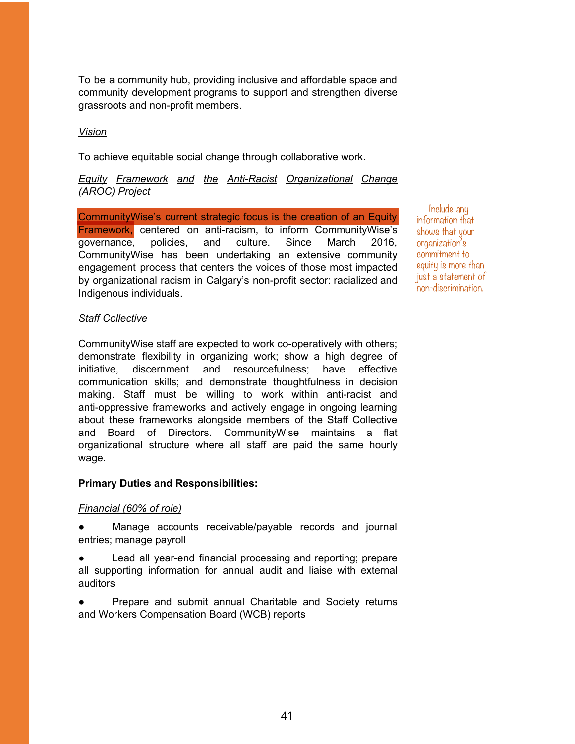To be a community hub, providing inclusive and affordable space and community development programs to support and strengthen diverse grassroots and non-profit members.

*Vision*

To achieve equitable social change through collaborative work.

*Equity Framework and the Anti-Racist Organizational Change (AROC) Project*

CommunityWise's current strategic focus is the creation of an Equity Framework, centered on anti-racism, to inform CommunityWise's governance, policies, and culture. Since March 2016, CommunityWise has been undertaking an extensive community engagement process that centers the voices of those most impacted by organizational racism in Calgary's non-profit sector: racialized and Indigenous individuals.

Include any information that shows that your organization's commitment to equity is more than just a statement of non-discrimination.

*Staff Collective*

CommunityWise staff are expected to work co-operatively with others; demonstrate flexibility in organizing work; show a high degree of initiative, discernment and resourcefulness; have effective communication skills; and demonstrate thoughtfulness in decision making. Staff must be willing to work within anti-racist and anti-oppressive frameworks and actively engage in ongoing learning about these frameworks alongside members of the Staff Collective and Board of Directors. CommunityWise maintains a flat organizational structure where all staff are paid the same hourly wage.

**Primary Duties and Responsibilities:**

*Financial (60% of role)*

- Manage accounts receivable/payable records and journal entries; manage payroll
- Lead all year-end financial processing and reporting; prepare all supporting information for annual audit and liaise with external auditors
- Prepare and submit annual Charitable and Society returns and Workers Compensation Board (WCB) reports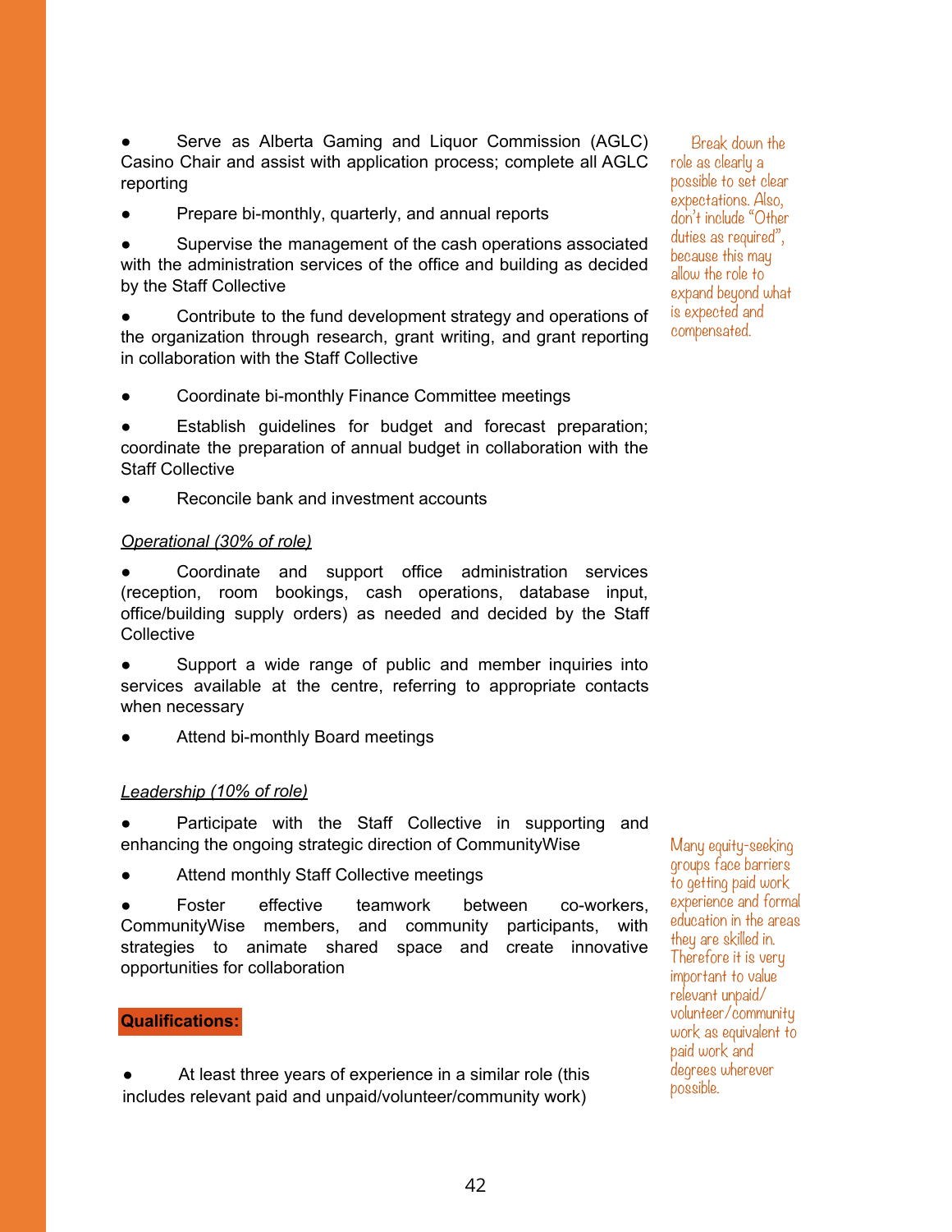- Serve as Alberta Gaming and Liquor Commission (AGLC) Casino Chair and assist with application process; complete all AGLC reporting
- Prepare bi-monthly, quarterly, and annual reports
- Supervise the management of the cash operations associated with the administration services of the office and building as decided by the Staff Collective
- Contribute to the fund development strategy and operations of the organization through research, grant writing, and grant reporting in collaboration with the Staff Collective
- Coordinate bi-monthly Finance Committee meetings
- Establish guidelines for budget and forecast preparation; coordinate the preparation of annual budget in collaboration with the Staff Collective
- Reconcile bank and investment accounts

> Break down the role as clearly a possible to set clear expectations. Also, don't include "Other duties as required", because this may allow the role to expand beyond what is expected and compensated.

*Operational (30% of role)*

- Coordinate and support office administration services (reception, room bookings, cash operations, database input, office/building supply orders) as needed and decided by the Staff Collective
- Support a wide range of public and member inquiries into services available at the centre, referring to appropriate contacts when necessary
- Attend bi-monthly Board meetings

*Leadership (10% of role)*

- Participate with the Staff Collective in supporting and enhancing the ongoing strategic direction of CommunityWise
- Attend monthly Staff Collective meetings
- Foster effective teamwork between co-workers, CommunityWise members, and community participants, with strategies to animate shared space and create innovative opportunities for collaboration

**Qualifications:**

- At least three years of experience in a similar role (this includes relevant paid and unpaid/volunteer/community work)

> Many equity-seeking groups face barriers to getting paid work experience and formal education in the areas they are skilled in. Therefore it is very important to value relevant unpaid/volunteer/community work as equivalent to paid work and degrees wherever possible.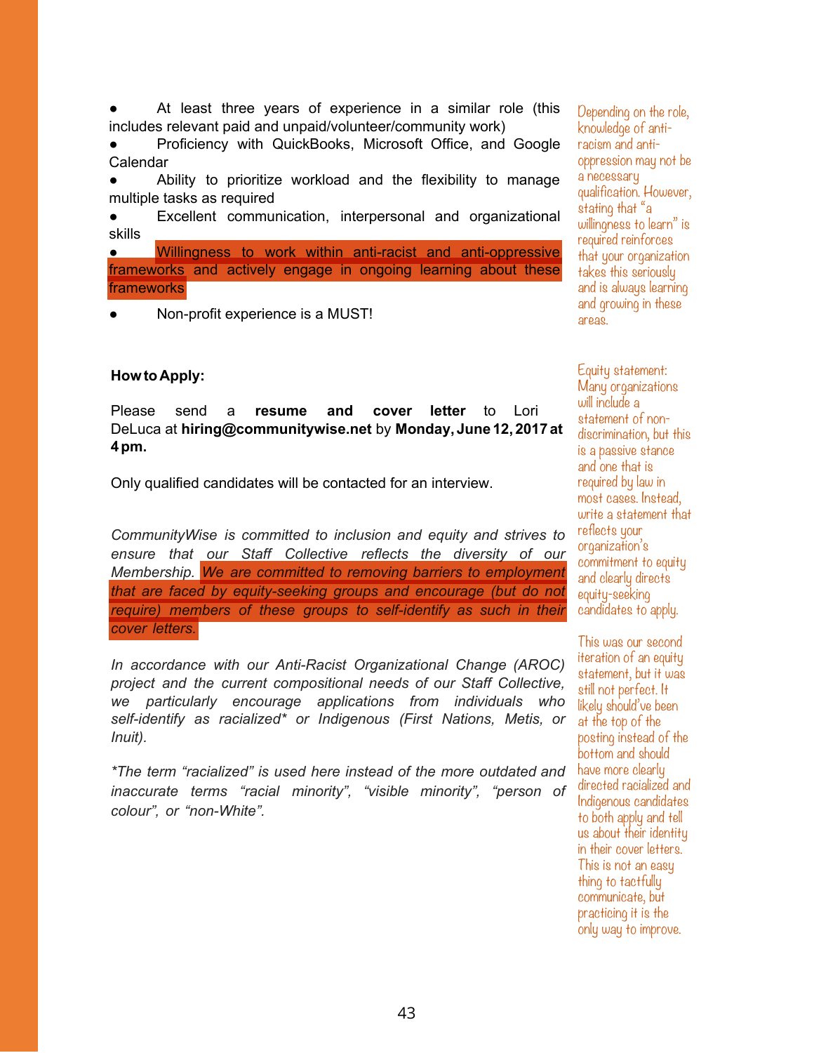- At least three years of experience in a similar role (this includes relevant paid and unpaid/volunteer/community work)
- Proficiency with QuickBooks, Microsoft Office, and Google Calendar
- Ability to prioritize workload and the flexibility to manage multiple tasks as required
- Excellent communication, interpersonal and organizational skills
- Willingness to work within anti-racist and anti-oppressive frameworks and actively engage in ongoing learning about these frameworks
- Non-profit experience is a MUST!

Depending on the role, knowledge of anti-racism and anti-oppression may not be a necessary qualification. However, stating that "a willingness to learn" is required reinforces that your organization takes this seriously and is always learning and growing in these areas.

**How to Apply:**

Please send a **resume and cover letter** to Lori DeLuca at **hiring@communitywise.net** by **Monday, June 12, 2017 at 4 pm.**

Only qualified candidates will be contacted for an interview.

*CommunityWise is committed to inclusion and equity and strives to ensure that our Staff Collective reflects the diversity of our Membership. We are committed to removing barriers to employment that are faced by equity-seeking groups and encourage (but do not require) members of these groups to self-identify as such in their cover letters.*

*In accordance with our Anti-Racist Organizational Change (AROC) project and the current compositional needs of our Staff Collective, we particularly encourage applications from individuals who self-identify as racialized* or Indigenous (First Nations, Metis, or Inuit).*

*\*The term "racialized" is used here instead of the more outdated and inaccurate terms "racial minority", "visible minority", "person of colour", or "non-White".*

Equity statement: Many organizations will include a statement of non-discrimination, but this is a passive stance and one that is required by law in most cases. Instead, write a statement that reflects your organization's commitment to equity and clearly directs equity-seeking candidates to apply.

This was our second iteration of an equity statement, but it was still not perfect. It likely should've been at the top of the posting instead of the bottom and should have more clearly directed racialized and Indigenous candidates to both apply and tell us about their identity in their cover letters. This is not an easy thing to tactfully communicate, but practicing it is the only way to improve.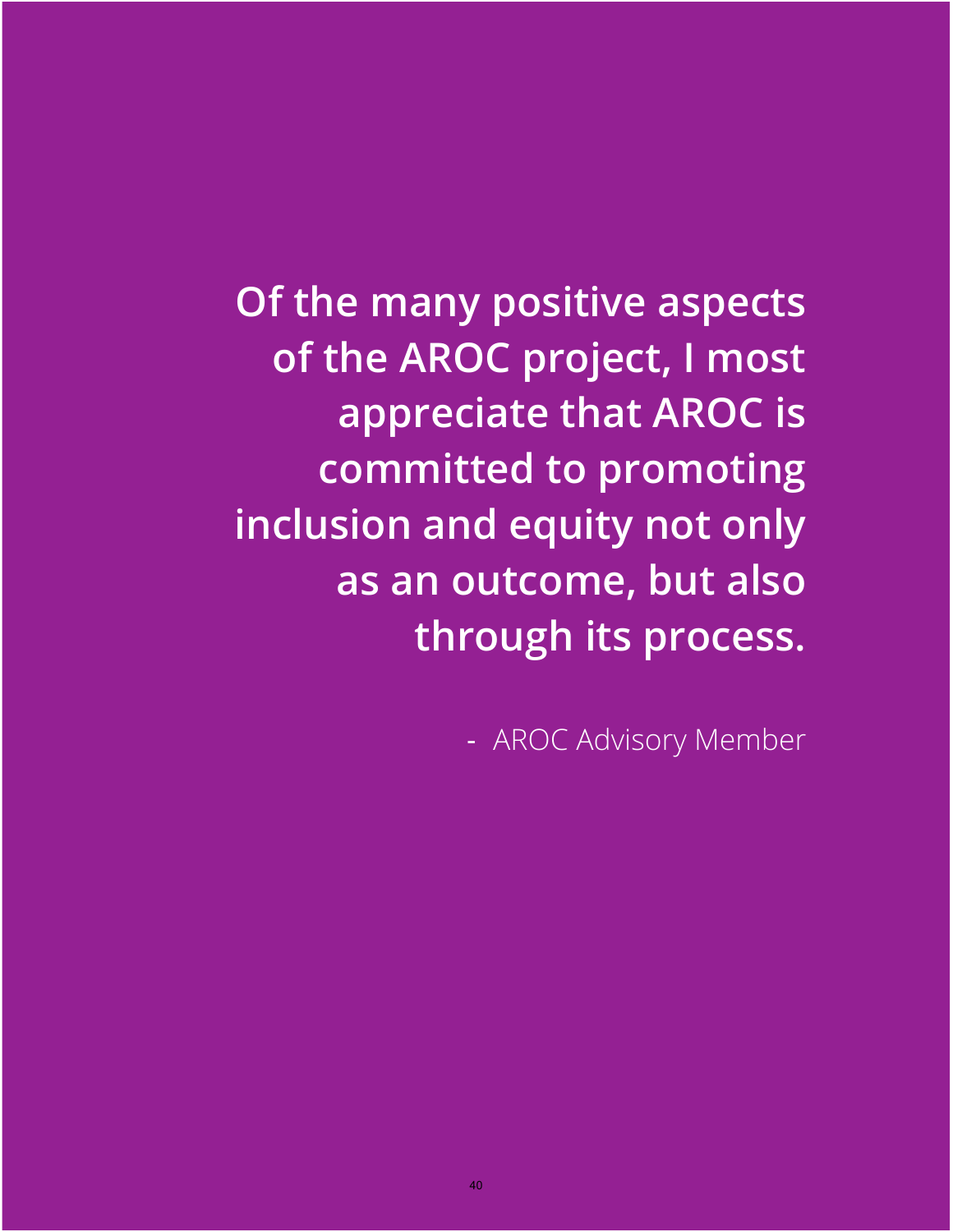**Of the many positive aspects of the AROC project, I most appreciate that AROC is committed to promoting inclusion and equity not only as an outcome, but also through its process.**

\- AROC Advisory Member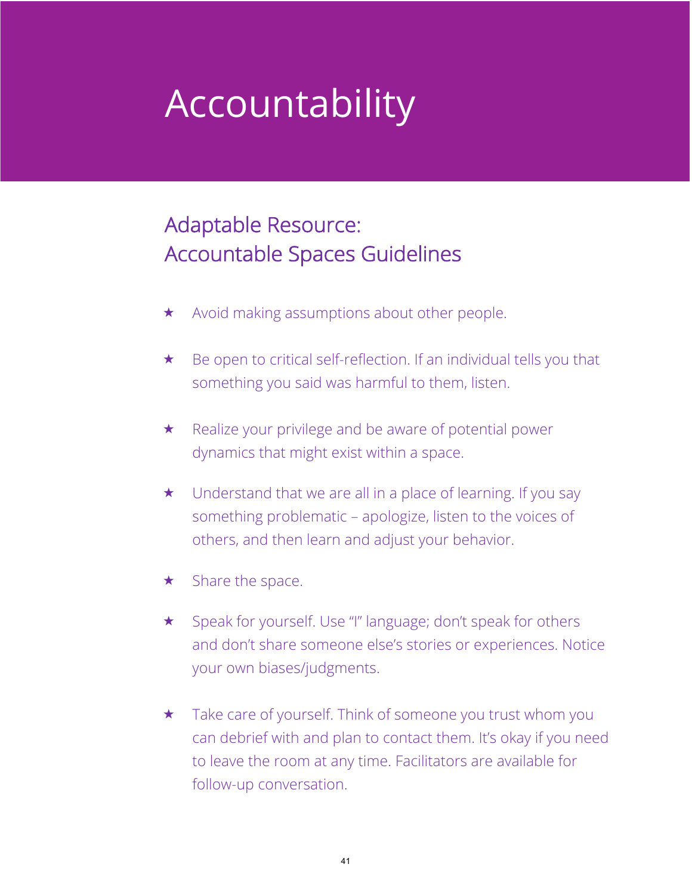# Accountability

## Adaptable Resource: Accountable Spaces Guidelines

- ★ Avoid making assumptions about other people.
- ★ Be open to critical self-reflection. If an individual tells you that something you said was harmful to them, listen.
- ★ Realize your privilege and be aware of potential power dynamics that might exist within a space.
- ★ Understand that we are all in a place of learning. If you say something problematic – apologize, listen to the voices of others, and then learn and adjust your behavior.
- ★ Share the space.
- ★ Speak for yourself. Use "I" language; don't speak for others and don't share someone else's stories or experiences. Notice your own biases/judgments.
- ★ Take care of yourself. Think of someone you trust whom you can debrief with and plan to contact them. It's okay if you need to leave the room at any time. Facilitators are available for follow-up conversation.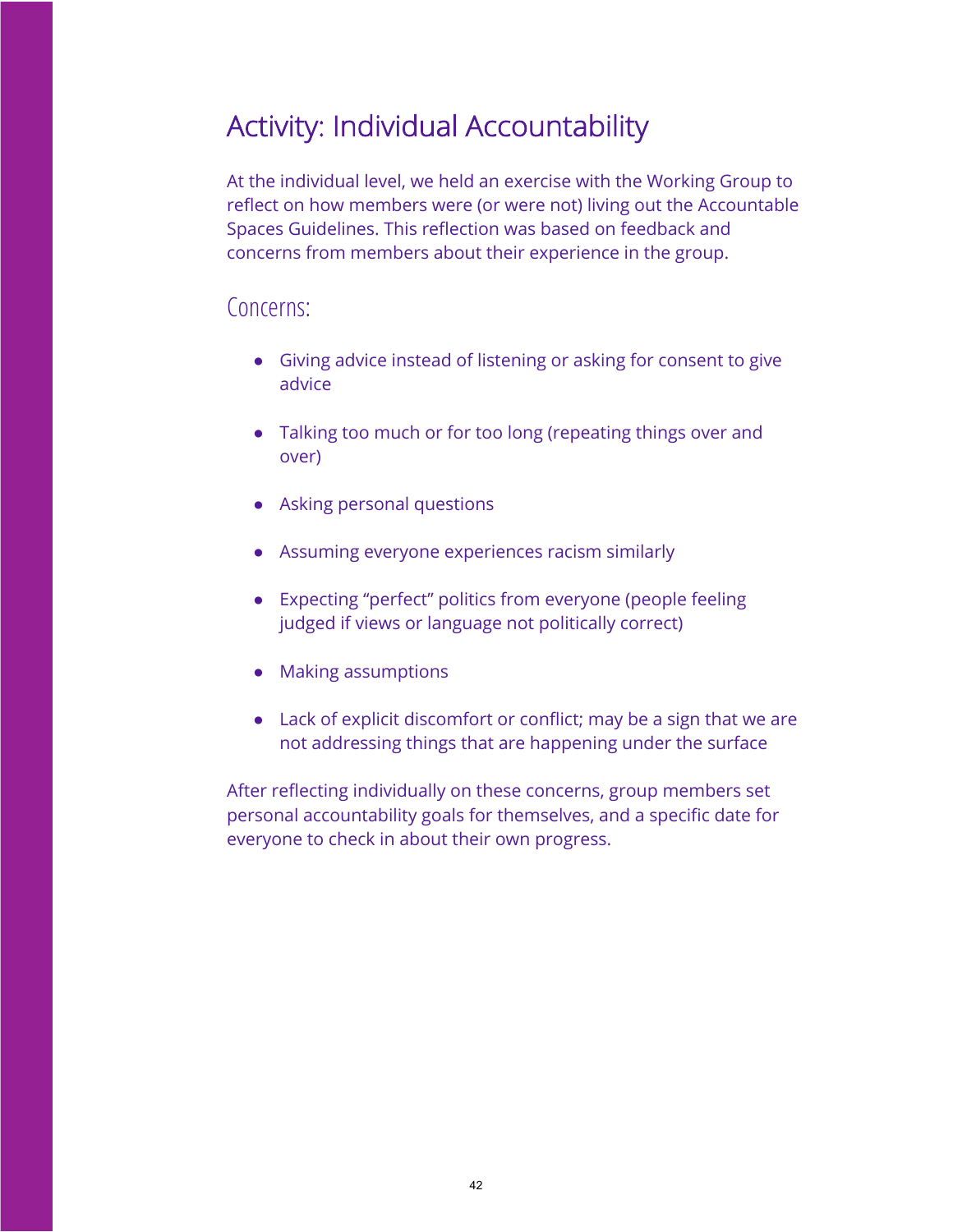## Activity: Individual Accountability

At the individual level, we held an exercise with the Working Group to reflect on how members were (or were not) living out the Accountable Spaces Guidelines. This reflection was based on feedback and concerns from members about their experience in the group.

### Concerns:

- Giving advice instead of listening or asking for consent to give advice
- Talking too much or for too long (repeating things over and over)
- Asking personal questions
- Assuming everyone experiences racism similarly
- Expecting "perfect" politics from everyone (people feeling judged if views or language not politically correct)
- Making assumptions
- Lack of explicit discomfort or conflict; may be a sign that we are not addressing things that are happening under the surface

After reflecting individually on these concerns, group members set personal accountability goals for themselves, and a specific date for everyone to check in about their own progress.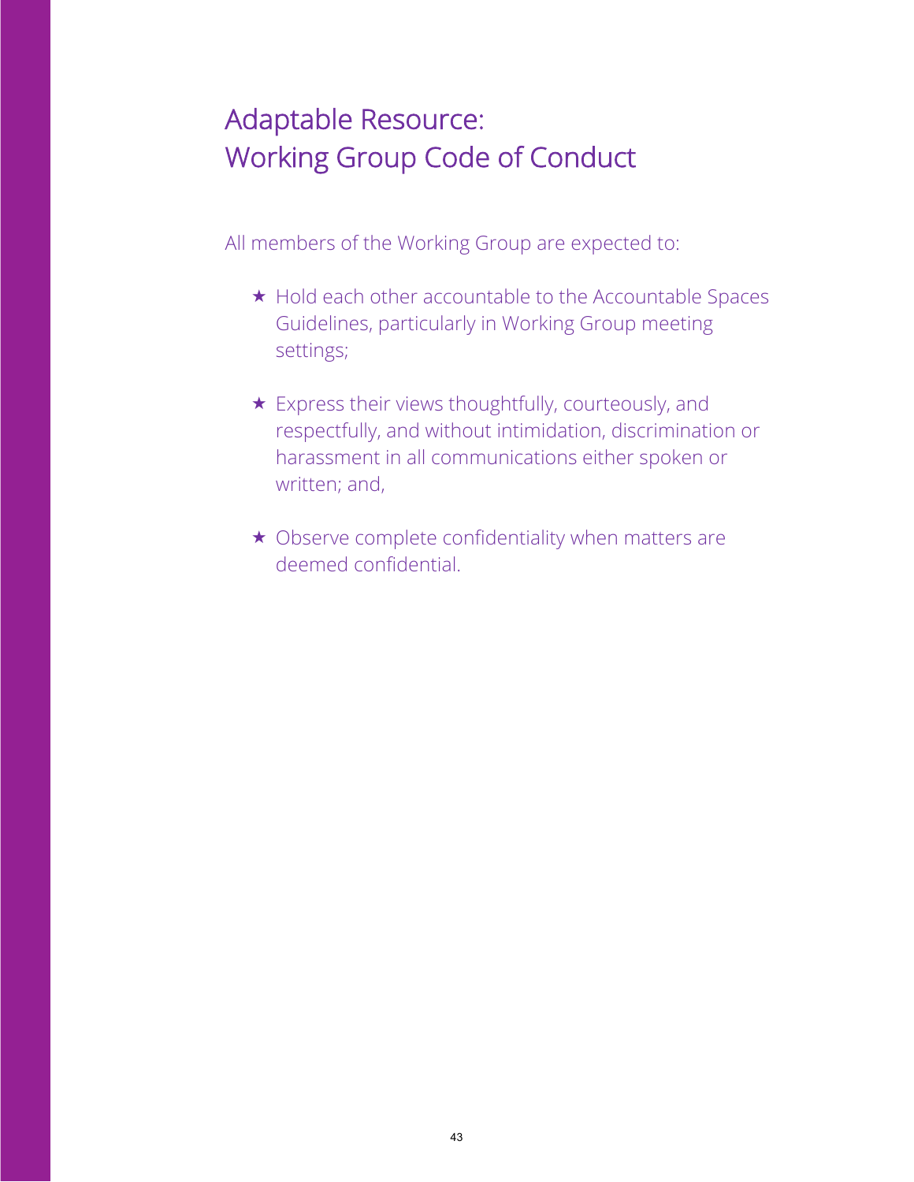# Adaptable Resource: Working Group Code of Conduct

All members of the Working Group are expected to:

- ★ Hold each other accountable to the Accountable Spaces Guidelines, particularly in Working Group meeting settings;
- ★ Express their views thoughtfully, courteously, and respectfully, and without intimidation, discrimination or harassment in all communications either spoken or written; and,
- ★ Observe complete confidentiality when matters are deemed confidential.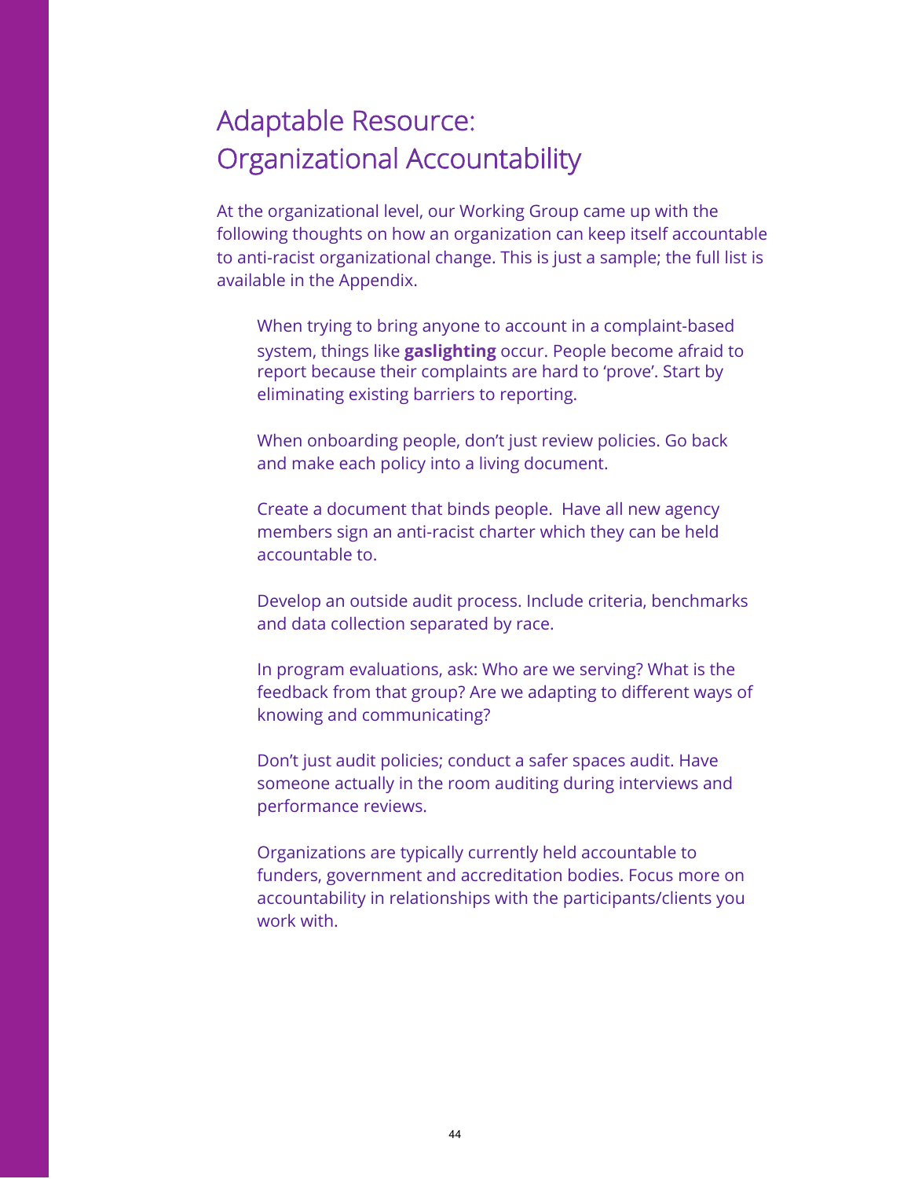# Adaptable Resource: Organizational Accountability

At the organizational level, our Working Group came up with the following thoughts on how an organization can keep itself accountable to anti-racist organizational change. This is just a sample; the full list is available in the Appendix.

> When trying to bring anyone to account in a complaint-based system, things like **gaslighting** occur. People become afraid to report because their complaints are hard to 'prove'. Start by eliminating existing barriers to reporting.
>
> When onboarding people, don't just review policies. Go back and make each policy into a living document.
>
> Create a document that binds people. Have all new agency members sign an anti-racist charter which they can be held accountable to.
>
> Develop an outside audit process. Include criteria, benchmarks and data collection separated by race.
>
> In program evaluations, ask: Who are we serving? What is the feedback from that group? Are we adapting to different ways of knowing and communicating?
>
> Don't just audit policies; conduct a safer spaces audit. Have someone actually in the room auditing during interviews and performance reviews.
>
> Organizations are typically currently held accountable to funders, government and accreditation bodies. Focus more on accountability in relationships with the participants/clients you work with.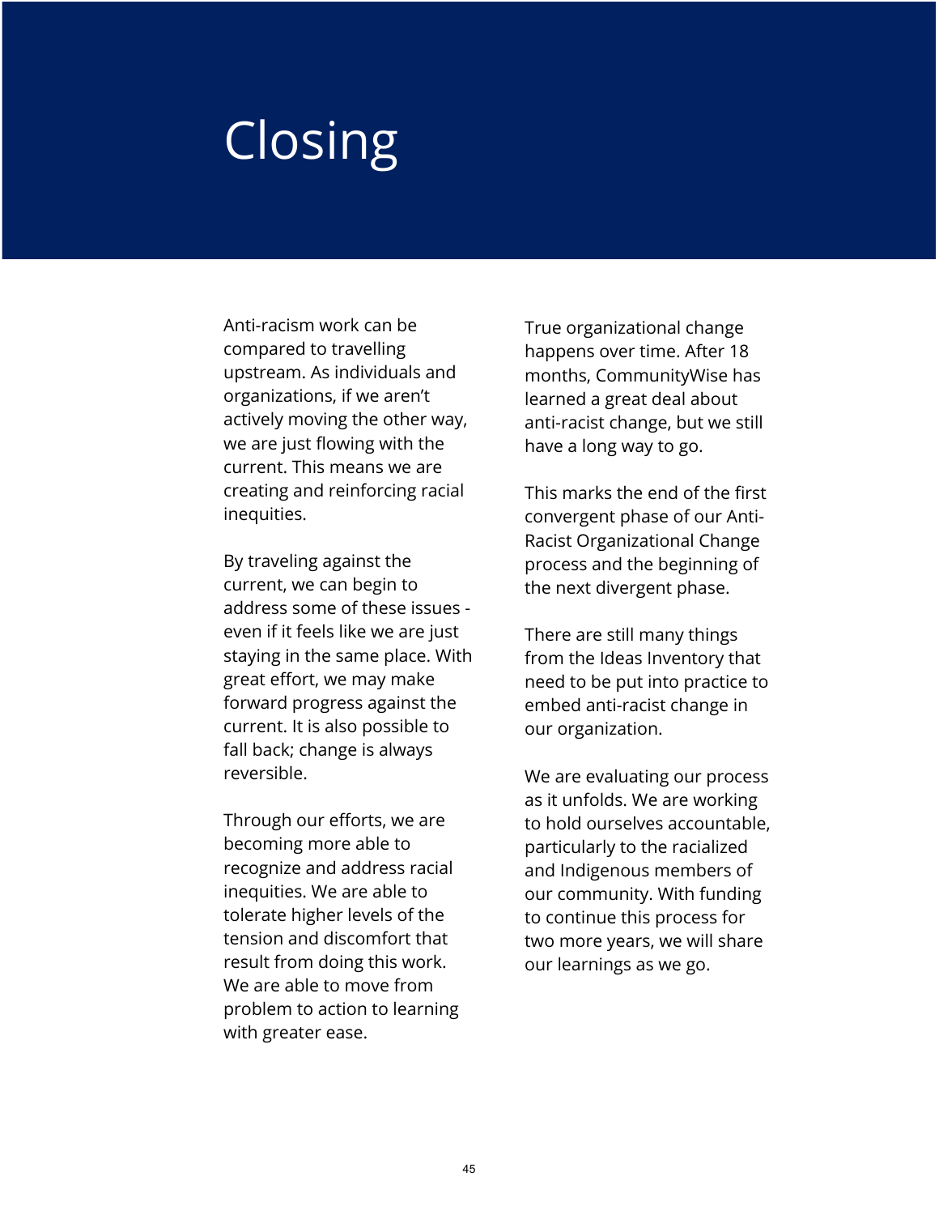# Closing

Anti-racism work can be compared to travelling upstream. As individuals and organizations, if we aren't actively moving the other way, we are just flowing with the current. This means we are creating and reinforcing racial inequities.

By traveling against the current, we can begin to address some of these issues - even if it feels like we are just staying in the same place. With great effort, we may make forward progress against the current. It is also possible to fall back; change is always reversible.

Through our efforts, we are becoming more able to recognize and address racial inequities. We are able to tolerate higher levels of the tension and discomfort that result from doing this work. We are able to move from problem to action to learning with greater ease.

True organizational change happens over time. After 18 months, CommunityWise has learned a great deal about anti-racist change, but we still have a long way to go.

This marks the end of the first convergent phase of our Anti-Racist Organizational Change process and the beginning of the next divergent phase.

There are still many things from the Ideas Inventory that need to be put into practice to embed anti-racist change in our organization.

We are evaluating our process as it unfolds. We are working to hold ourselves accountable, particularly to the racialized and Indigenous members of our community. With funding to continue this process for two more years, we will share our learnings as we go.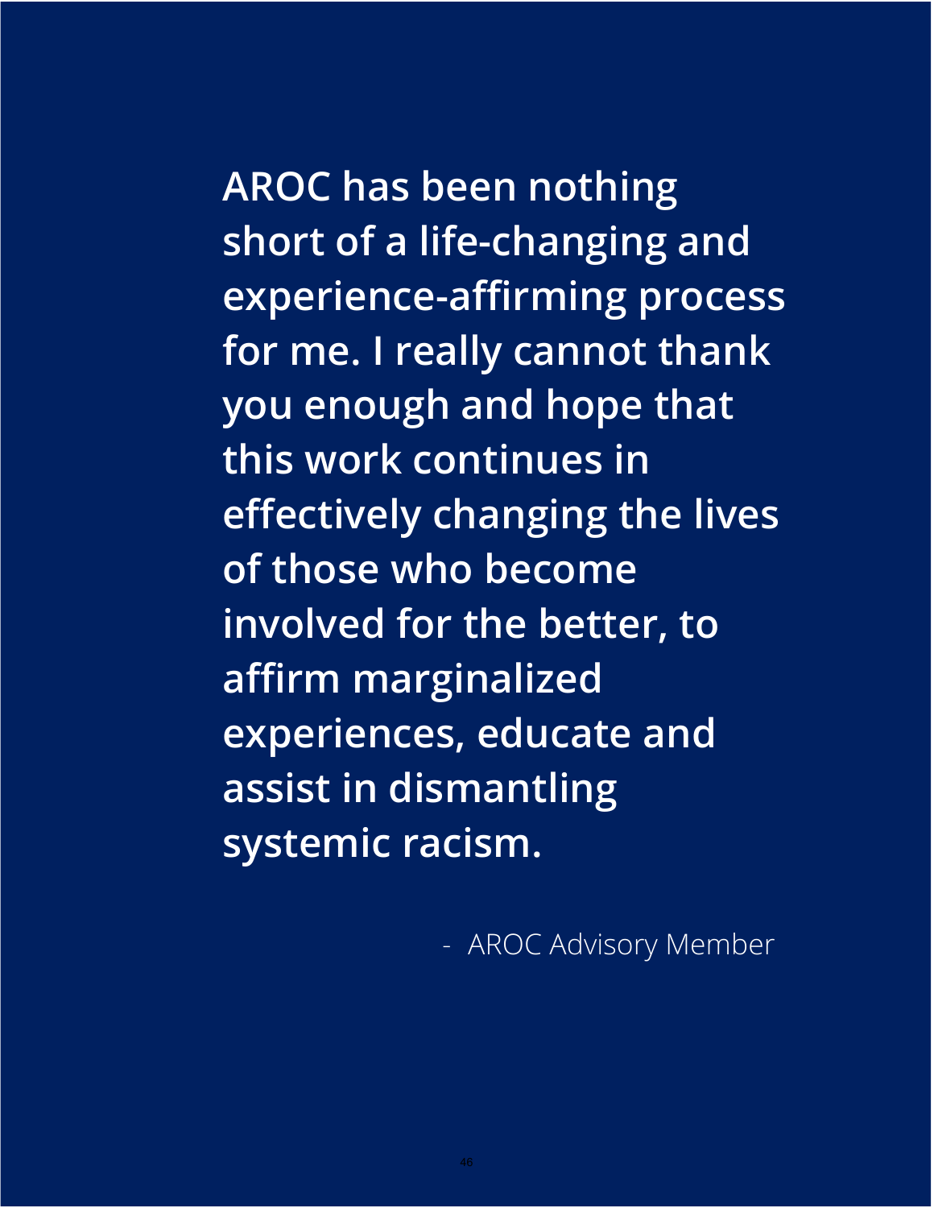**AROC has been nothing short of a life-changing and experience-affirming process for me. I really cannot thank you enough and hope that this work continues in effectively changing the lives of those who become involved for the better, to affirm marginalized experiences, educate and assist in dismantling systemic racism.**

- AROC Advisory Member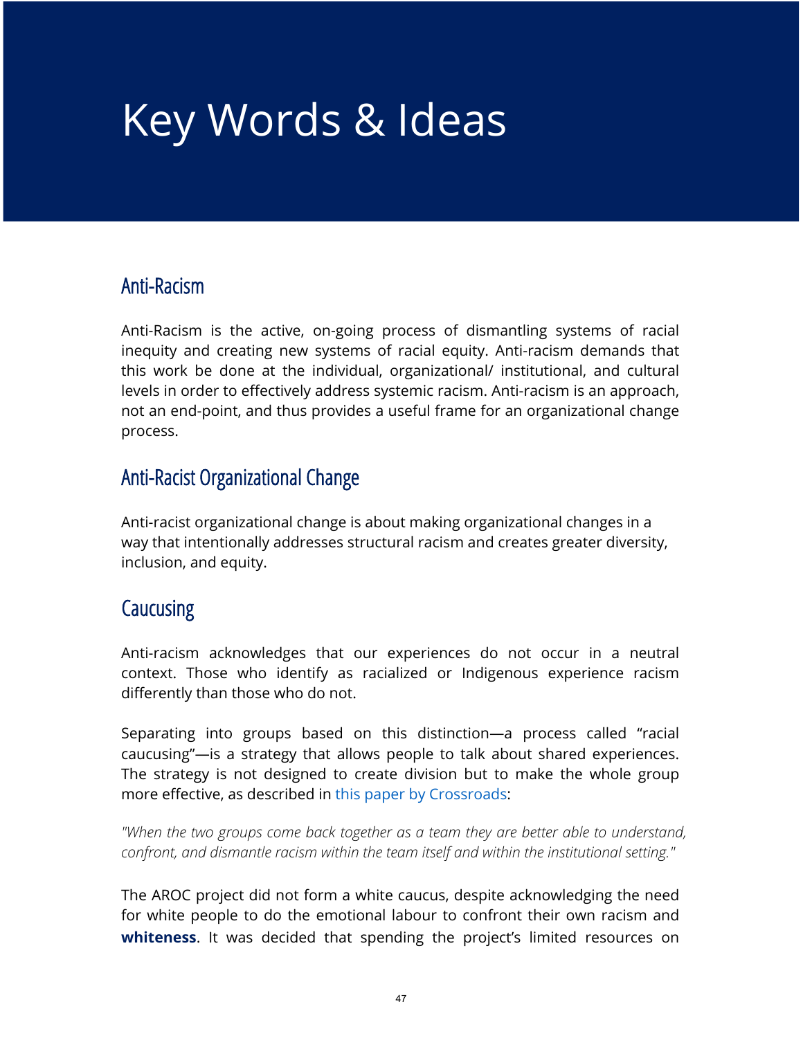# Key Words & Ideas

## Anti-Racism

Anti-Racism is the active, on-going process of dismantling systems of racial inequity and creating new systems of racial equity. Anti-racism demands that this work be done at the individual, organizational/ institutional, and cultural levels in order to effectively address systemic racism. Anti-racism is an approach, not an end-point, and thus provides a useful frame for an organizational change process.

## Anti-Racist Organizational Change

Anti-racist organizational change is about making organizational changes in a way that intentionally addresses structural racism and creates greater diversity, inclusion, and equity.

## Caucusing

Anti-racism acknowledges that our experiences do not occur in a neutral context. Those who identify as racialized or Indigenous experience racism differently than those who do not.

Separating into groups based on this distinction—a process called "racial caucusing"—is a strategy that allows people to talk about shared experiences. The strategy is not designed to create division but to make the whole group more effective, as described in this paper by Crossroads:

*"When the two groups come back together as a team they are better able to understand, confront, and dismantle racism within the team itself and within the institutional setting."*

The AROC project did not form a white caucus, despite acknowledging the need for white people to do the emotional labour to confront their own racism and **whiteness**. It was decided that spending the project's limited resources on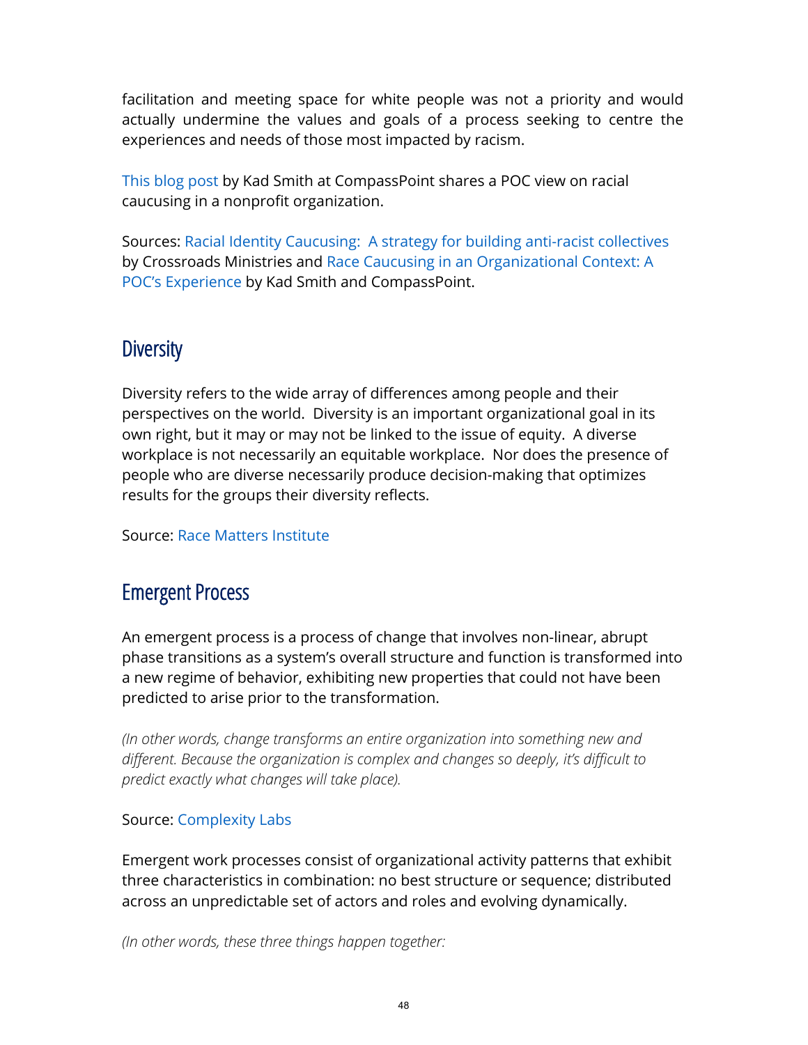facilitation and meeting space for white people was not a priority and would actually undermine the values and goals of a process seeking to centre the experiences and needs of those most impacted by racism.

This blog post by Kad Smith at CompassPoint shares a POC view on racial caucusing in a nonprofit organization.

Sources: Racial Identity Caucusing: A strategy for building anti-racist collectives by Crossroads Ministries and Race Caucusing in an Organizational Context: A POC's Experience by Kad Smith and CompassPoint.

## Diversity

Diversity refers to the wide array of differences among people and their perspectives on the world. Diversity is an important organizational goal in its own right, but it may or may not be linked to the issue of equity. A diverse workplace is not necessarily an equitable workplace. Nor does the presence of people who are diverse necessarily produce decision-making that optimizes results for the groups their diversity reflects.

Source: Race Matters Institute

## Emergent Process

An emergent process is a process of change that involves non-linear, abrupt phase transitions as a system's overall structure and function is transformed into a new regime of behavior, exhibiting new properties that could not have been predicted to arise prior to the transformation.

*(In other words, change transforms an entire organization into something new and different. Because the organization is complex and changes so deeply, it's difficult to predict exactly what changes will take place).*

Source: Complexity Labs

Emergent work processes consist of organizational activity patterns that exhibit three characteristics in combination: no best structure or sequence; distributed across an unpredictable set of actors and roles and evolving dynamically.

*(In other words, these three things happen together:*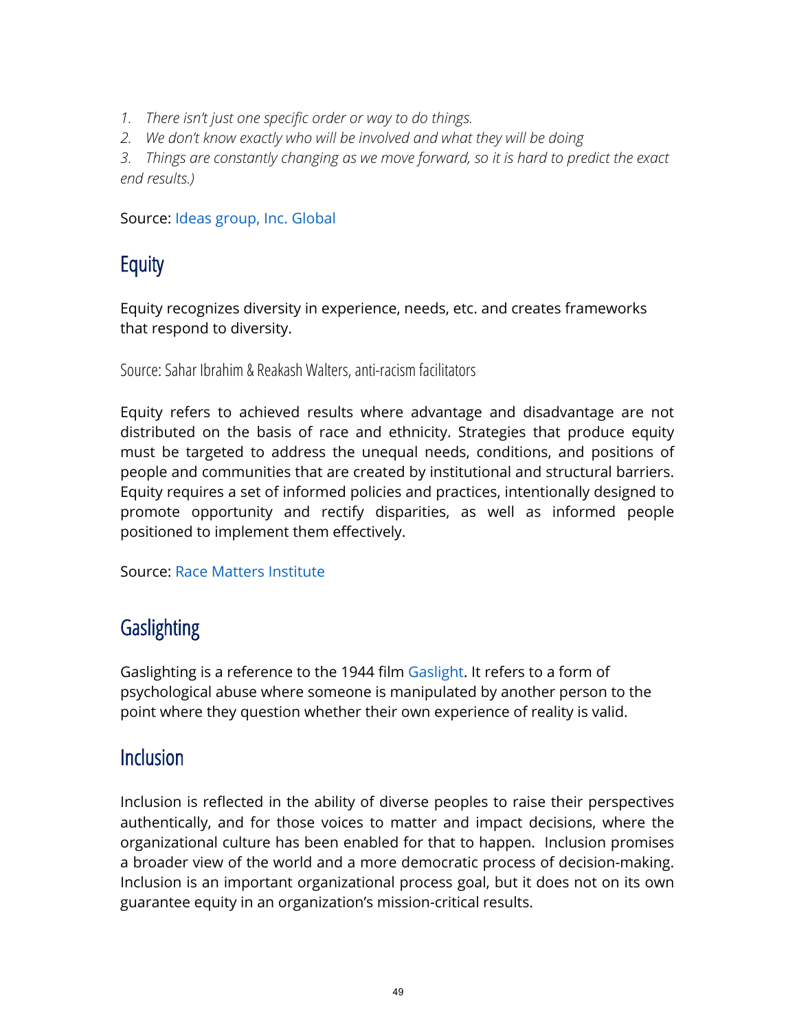*1. There isn't just one specific order or way to do things.*
*2. We don't know exactly who will be involved and what they will be doing*
*3. Things are constantly changing as we move forward, so it is hard to predict the exact end results.)*

Source: Ideas group, Inc. Global

## Equity

Equity recognizes diversity in experience, needs, etc. and creates frameworks that respond to diversity.

Source: Sahar Ibrahim & Reakash Walters, anti-racism facilitators

Equity refers to achieved results where advantage and disadvantage are not distributed on the basis of race and ethnicity. Strategies that produce equity must be targeted to address the unequal needs, conditions, and positions of people and communities that are created by institutional and structural barriers. Equity requires a set of informed policies and practices, intentionally designed to promote opportunity and rectify disparities, as well as informed people positioned to implement them effectively.

Source: Race Matters Institute

## Gaslighting

Gaslighting is a reference to the 1944 film Gaslight. It refers to a form of psychological abuse where someone is manipulated by another person to the point where they question whether their own experience of reality is valid.

## Inclusion

Inclusion is reflected in the ability of diverse peoples to raise their perspectives authentically, and for those voices to matter and impact decisions, where the organizational culture has been enabled for that to happen. Inclusion promises a broader view of the world and a more democratic process of decision-making. Inclusion is an important organizational process goal, but it does not on its own guarantee equity in an organization's mission-critical results.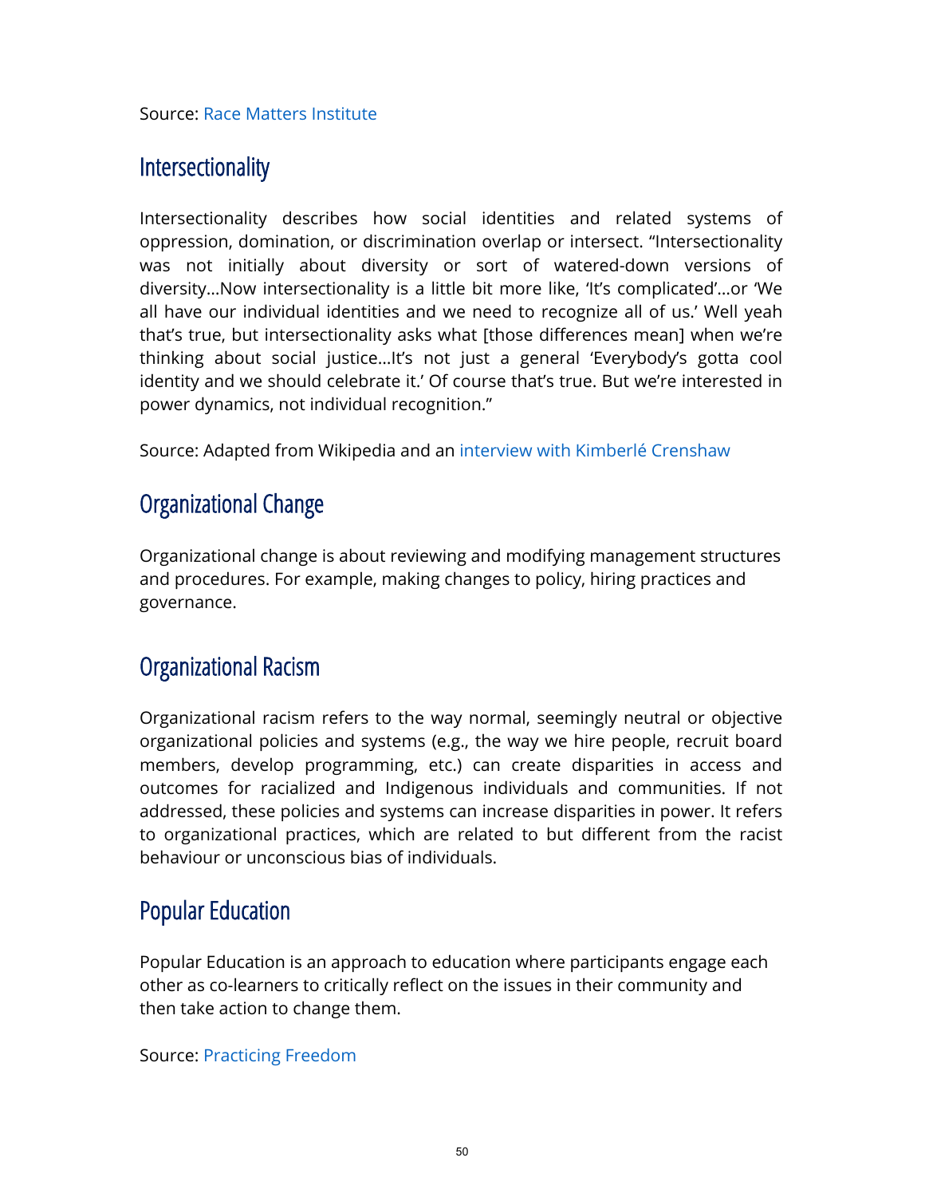Source: Race Matters Institute

## Intersectionality

Intersectionality describes how social identities and related systems of oppression, domination, or discrimination overlap or intersect. "Intersectionality was not initially about diversity or sort of watered-down versions of diversity…Now intersectionality is a little bit more like, 'It's complicated'…or 'We all have our individual identities and we need to recognize all of us.' Well yeah that's true, but intersectionality asks what [those differences mean] when we're thinking about social justice…It's not just a general 'Everybody's gotta cool identity and we should celebrate it.' Of course that's true. But we're interested in power dynamics, not individual recognition."

Source: Adapted from Wikipedia and an interview with Kimberlé Crenshaw

## Organizational Change

Organizational change is about reviewing and modifying management structures and procedures. For example, making changes to policy, hiring practices and governance.

## Organizational Racism

Organizational racism refers to the way normal, seemingly neutral or objective organizational policies and systems (e.g., the way we hire people, recruit board members, develop programming, etc.) can create disparities in access and outcomes for racialized and Indigenous individuals and communities. If not addressed, these policies and systems can increase disparities in power. It refers to organizational practices, which are related to but different from the racist behaviour or unconscious bias of individuals.

## Popular Education

Popular Education is an approach to education where participants engage each other as co-learners to critically reflect on the issues in their community and then take action to change them.

Source: Practicing Freedom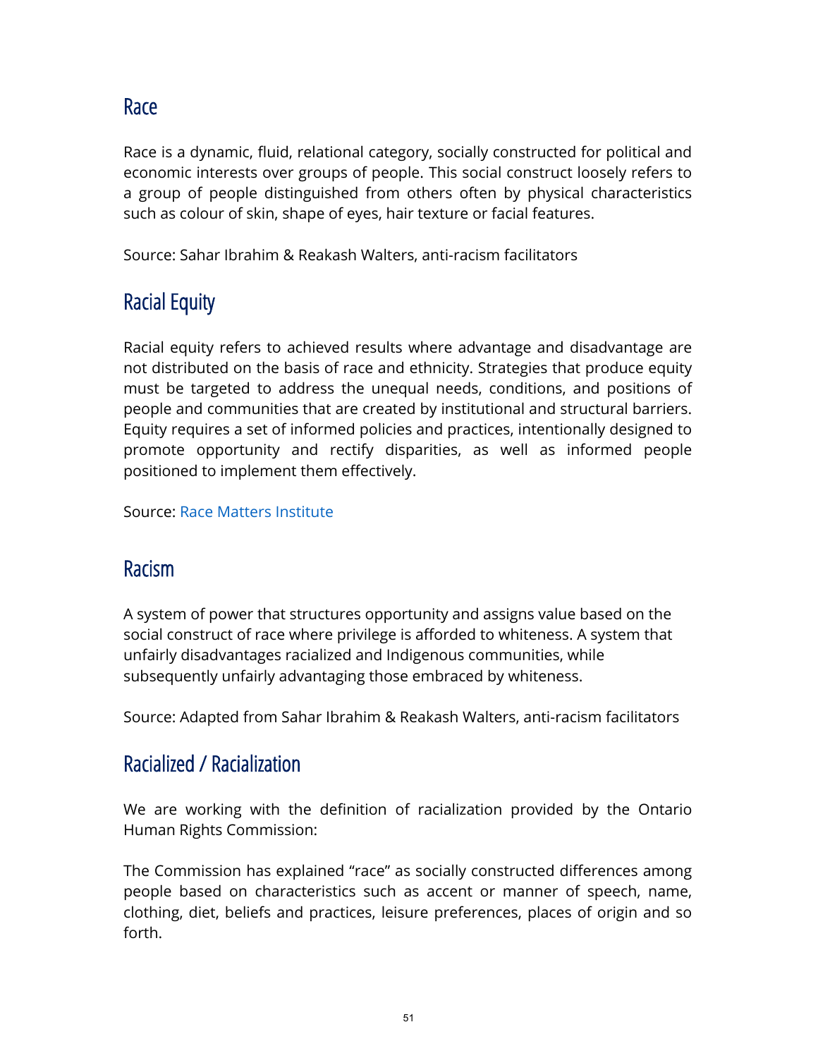## Race

Race is a dynamic, fluid, relational category, socially constructed for political and economic interests over groups of people. This social construct loosely refers to a group of people distinguished from others often by physical characteristics such as colour of skin, shape of eyes, hair texture or facial features.

Source: Sahar Ibrahim & Reakash Walters, anti-racism facilitators

## Racial Equity

Racial equity refers to achieved results where advantage and disadvantage are not distributed on the basis of race and ethnicity. Strategies that produce equity must be targeted to address the unequal needs, conditions, and positions of people and communities that are created by institutional and structural barriers. Equity requires a set of informed policies and practices, intentionally designed to promote opportunity and rectify disparities, as well as informed people positioned to implement them effectively.

Source: Race Matters Institute

## Racism

A system of power that structures opportunity and assigns value based on the social construct of race where privilege is afforded to whiteness. A system that unfairly disadvantages racialized and Indigenous communities, while subsequently unfairly advantaging those embraced by whiteness.

Source: Adapted from Sahar Ibrahim & Reakash Walters, anti-racism facilitators

## Racialized / Racialization

We are working with the definition of racialization provided by the Ontario Human Rights Commission:

The Commission has explained "race" as socially constructed differences among people based on characteristics such as accent or manner of speech, name, clothing, diet, beliefs and practices, leisure preferences, places of origin and so forth.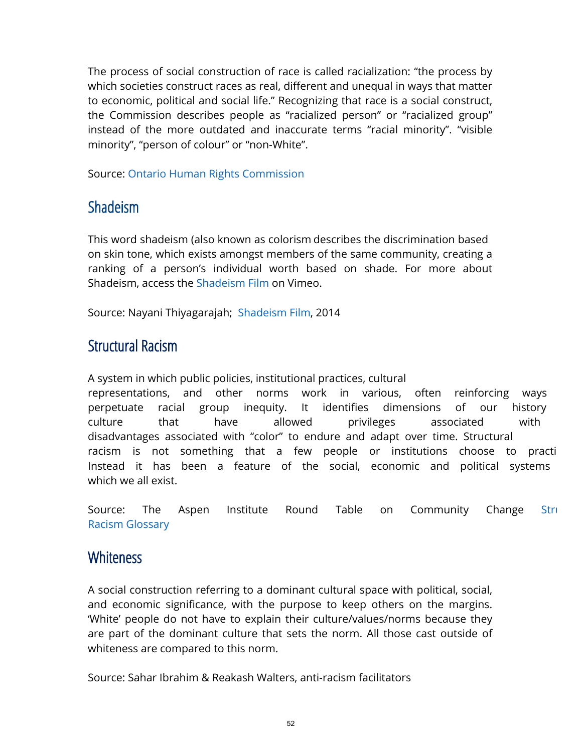The process of social construction of race is called racialization: "the process by which societies construct races as real, different and unequal in ways that matter to economic, political and social life." Recognizing that race is a social construct, the Commission describes people as "racialized person" or "racialized group" instead of the more outdated and inaccurate terms "racial minority". "visible minority", "person of colour" or "non-White".

Source: Ontario Human Rights Commission

## Shadeism

This word shadeism (also known as colorism describes the discrimination based on skin tone, which exists amongst members of the same community, creating a ranking of a person's individual worth based on shade. For more about Shadeism, access the Shadeism Film on Vimeo.

Source: Nayani Thiyagarajah; Shadeism Film, 2014

## Structural Racism

A system in which public policies, institutional practices, cultural representations, and other norms work in various, often reinforcing ways perpetuate racial group inequity. It identifies dimensions of our history culture that have allowed privileges associated with disadvantages associated with "color" to endure and adapt over time. Structural racism is not something that a few people or institutions choose to practi Instead it has been a feature of the social, economic and political systems which we all exist.

Source: The Aspen Institute Round Table on Community Change Stru Racism Glossary

## Whiteness

A social construction referring to a dominant cultural space with political, social, and economic significance, with the purpose to keep others on the margins. 'White' people do not have to explain their culture/values/norms because they are part of the dominant culture that sets the norm. All those cast outside of whiteness are compared to this norm.

Source: Sahar Ibrahim & Reakash Walters, anti-racism facilitators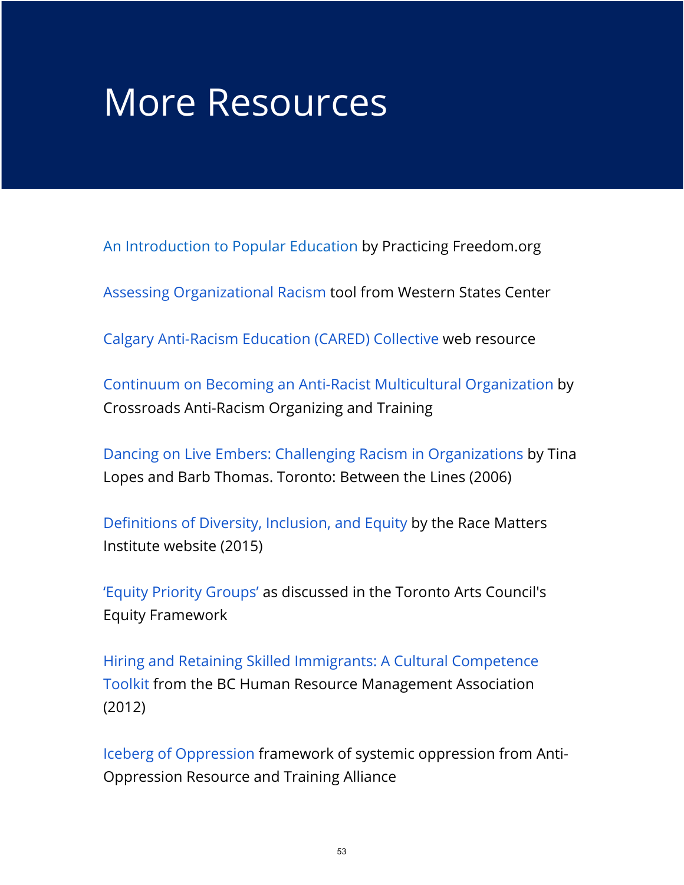# More Resources

An Introduction to Popular Education by Practicing Freedom.org

Assessing Organizational Racism tool from Western States Center

Calgary Anti-Racism Education (CARED) Collective web resource

Continuum on Becoming an Anti-Racist Multicultural Organization by Crossroads Anti-Racism Organizing and Training

Dancing on Live Embers: Challenging Racism in Organizations by Tina Lopes and Barb Thomas. Toronto: Between the Lines (2006)

Definitions of Diversity, Inclusion, and Equity by the Race Matters Institute website (2015)

'Equity Priority Groups' as discussed in the Toronto Arts Council's Equity Framework

Hiring and Retaining Skilled Immigrants: A Cultural Competence Toolkit from the BC Human Resource Management Association (2012)

Iceberg of Oppression framework of systemic oppression from Anti-Oppression Resource and Training Alliance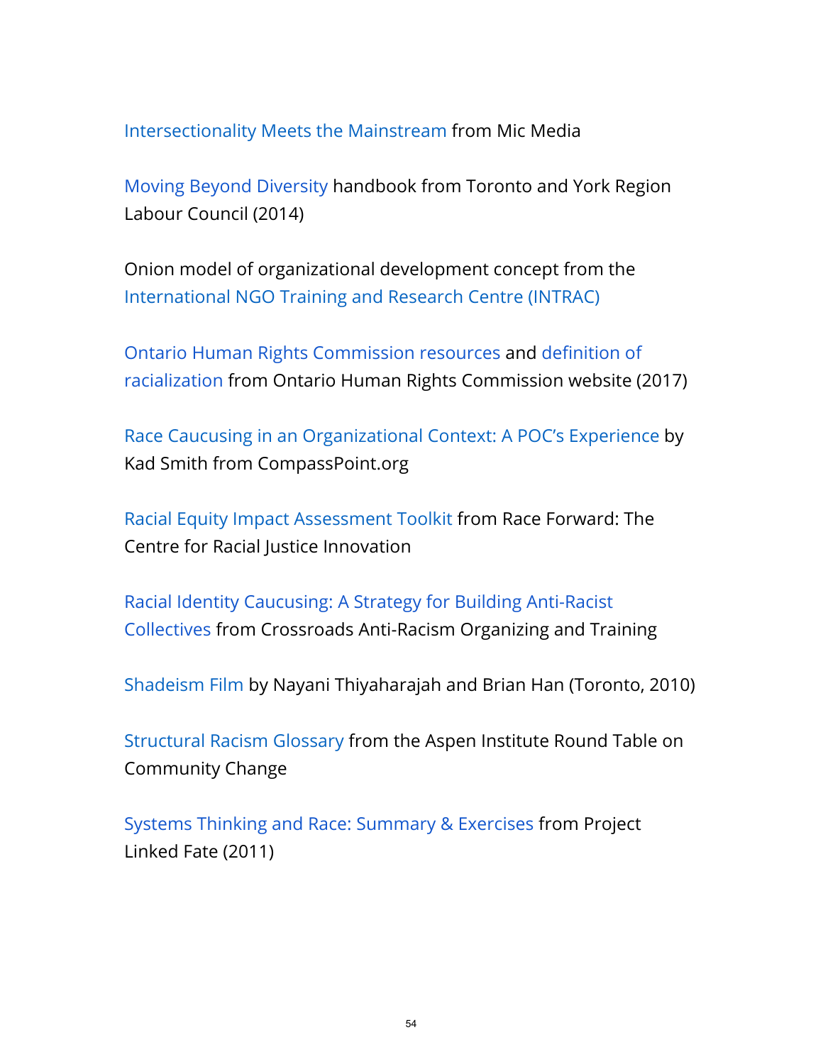Intersectionality Meets the Mainstream from Mic Media

Moving Beyond Diversity handbook from Toronto and York Region Labour Council (2014)

Onion model of organizational development concept from the International NGO Training and Research Centre (INTRAC)

Ontario Human Rights Commission resources and definition of racialization from Ontario Human Rights Commission website (2017)

Race Caucusing in an Organizational Context: A POC's Experience by Kad Smith from CompassPoint.org

Racial Equity Impact Assessment Toolkit from Race Forward: The Centre for Racial Justice Innovation

Racial Identity Caucusing: A Strategy for Building Anti-Racist Collectives from Crossroads Anti-Racism Organizing and Training

Shadeism Film by Nayani Thiyaharajah and Brian Han (Toronto, 2010)

Structural Racism Glossary from the Aspen Institute Round Table on Community Change

Systems Thinking and Race: Summary & Exercises from Project Linked Fate (2011)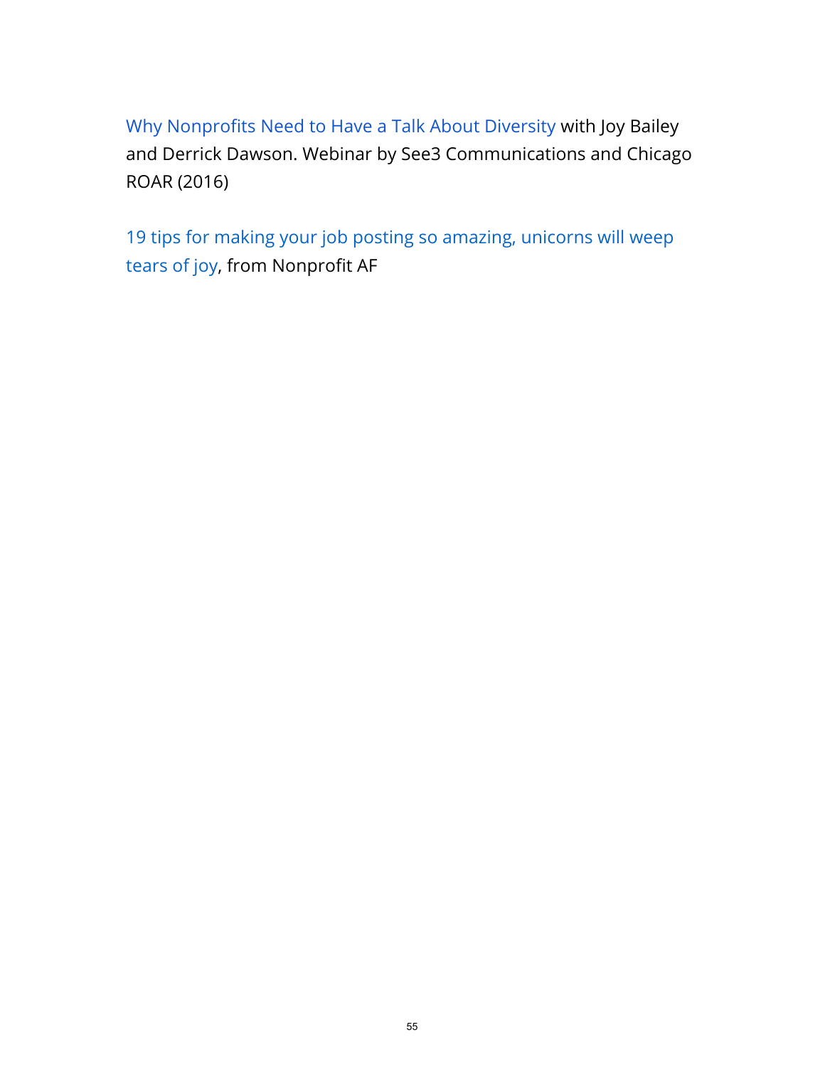Why Nonprofits Need to Have a Talk About Diversity with Joy Bailey and Derrick Dawson. Webinar by See3 Communications and Chicago ROAR (2016)

19 tips for making your job posting so amazing, unicorns will weep tears of joy, from Nonprofit AF